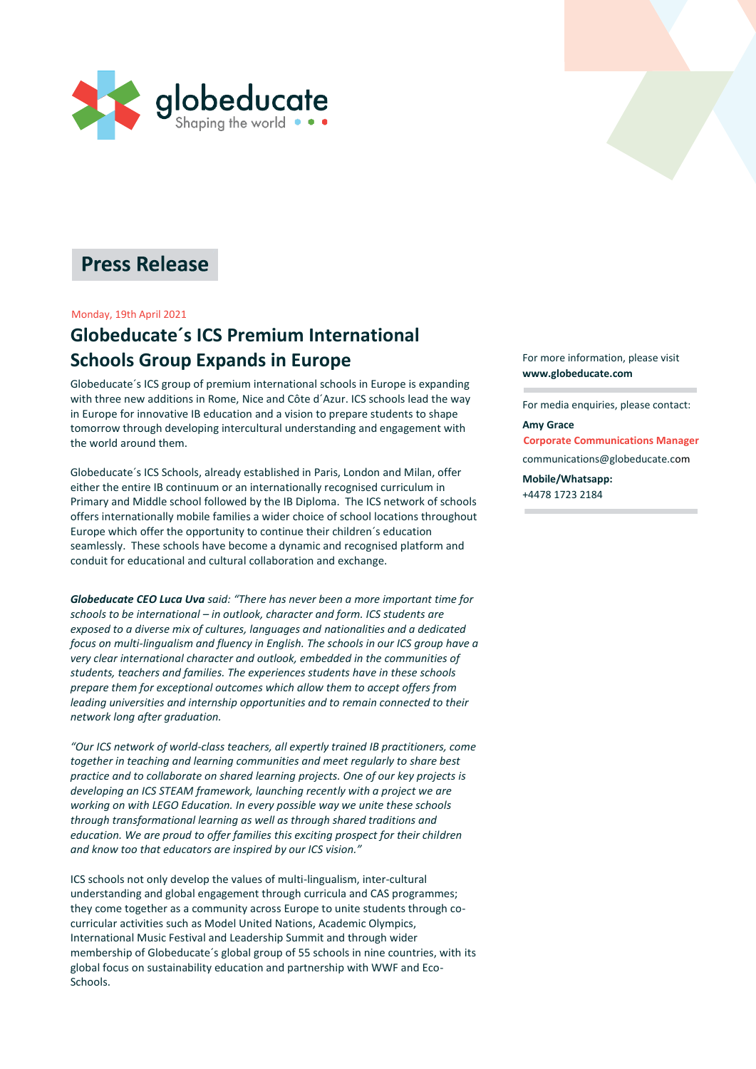globeducate
Shaping the world

# Press Release

Monday, 19th April 2021

## Globeducate´s ICS Premium International Schools Group Expands in Europe

Globeducate´s ICS group of premium international schools in Europe is expanding with three new additions in Rome, Nice and Côte d´Azur. ICS schools lead the way in Europe for innovative IB education and a vision to prepare students to shape tomorrow through developing intercultural understanding and engagement with the world around them.

Globeducate´s ICS Schools, already established in Paris, London and Milan, offer either the entire IB continuum or an internationally recognised curriculum in Primary and Middle school followed by the IB Diploma. The ICS network of schools offers internationally mobile families a wider choice of school locations throughout Europe which offer the opportunity to continue their children´s education seamlessly. These schools have become a dynamic and recognised platform and conduit for educational and cultural collaboration and exchange.

***Globeducate CEO Luca Uva*** *said: "There has never been a more important time for schools to be international – in outlook, character and form. ICS students are exposed to a diverse mix of cultures, languages and nationalities and a dedicated focus on multi-lingualism and fluency in English. The schools in our ICS group have a very clear international character and outlook, embedded in the communities of students, teachers and families. The experiences students have in these schools prepare them for exceptional outcomes which allow them to accept offers from leading universities and internship opportunities and to remain connected to their network long after graduation.*

*"Our ICS network of world-class teachers, all expertly trained IB practitioners, come together in teaching and learning communities and meet regularly to share best practice and to collaborate on shared learning projects. One of our key projects is developing an ICS STEAM framework, launching recently with a project we are working on with LEGO Education. In every possible way we unite these schools through transformational learning as well as through shared traditions and education. We are proud to offer families this exciting prospect for their children and know too that educators are inspired by our ICS vision."*

ICS schools not only develop the values of multi-lingualism, inter-cultural understanding and global engagement through curricula and CAS programmes; they come together as a community across Europe to unite students through co-curricular activities such as Model United Nations, Academic Olympics, International Music Festival and Leadership Summit and through wider membership of Globeducate´s global group of 55 schools in nine countries, with its global focus on sustainability education and partnership with WWF and Eco-Schools.

For more information, please visit **www.globeducate.com**

For media enquiries, please contact:

**Amy Grace**
**Corporate Communications Manager**
communications@globeducate.com

**Mobile/Whatsapp:**
+4478 1723 2184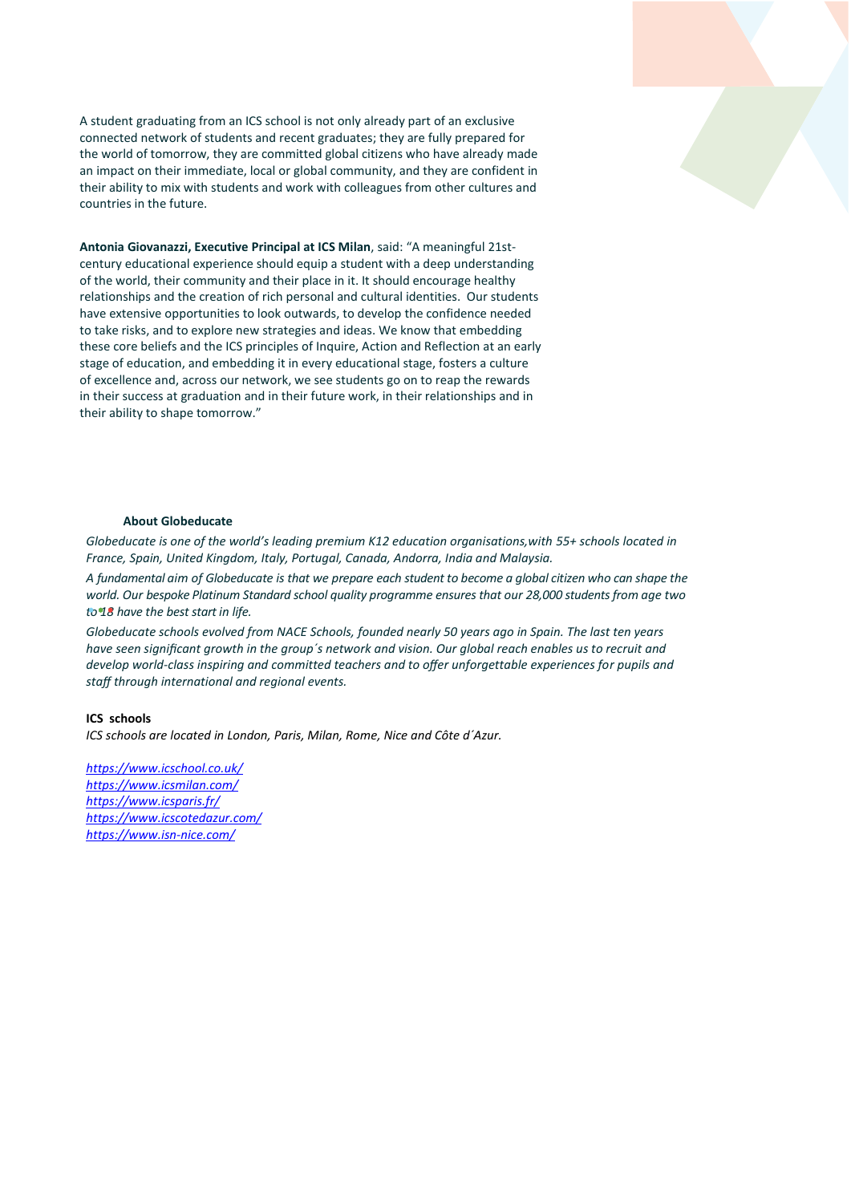A student graduating from an ICS school is not only already part of an exclusive connected network of students and recent graduates; they are fully prepared for the world of tomorrow, they are committed global citizens who have already made an impact on their immediate, local or global community, and they are confident in their ability to mix with students and work with colleagues from other cultures and countries in the future.

**Antonia Giovanazzi, Executive Principal at ICS Milan**, said: "A meaningful 21st-century educational experience should equip a student with a deep understanding of the world, their community and their place in it. It should encourage healthy relationships and the creation of rich personal and cultural identities.  Our students have extensive opportunities to look outwards, to develop the confidence needed to take risks, and to explore new strategies and ideas. We know that embedding these core beliefs and the ICS principles of Inquire, Action and Reflection at an early stage of education, and embedding it in every educational stage, fosters a culture of excellence and, across our network, we see students go on to reap the rewards in their success at graduation and in their future work, in their relationships and in their ability to shape tomorrow."

**About Globeducate**

*Globeducate is one of the world's leading premium K12 education organisations,with 55+ schools located in France, Spain, United Kingdom, Italy, Portugal, Canada, Andorra, India and Malaysia.*

*A fundamental aim of Globeducate is that we prepare each student to become a global citizen who can shape the world. Our bespoke Platinum Standard school quality programme ensures that our 28,000 students from age two to 18 have the best start in life.*

*Globeducate schools evolved from NACE Schools, founded nearly 50 years ago in Spain. The last ten years have seen significant growth in the group´s network and vision. Our global reach enables us to recruit and develop world-class inspiring and committed teachers and to offer unforgettable experiences for pupils and staff through international and regional events.*

**ICS schools**

*ICS schools are located in London, Paris, Milan, Rome, Nice and Côte d´Azur.*

*https://www.icschool.co.uk/*
*https://www.icsmilan.com/*
*https://www.icsparis.fr/*
*https://www.icscotedazur.com/*
*https://www.isn-nice.com/*